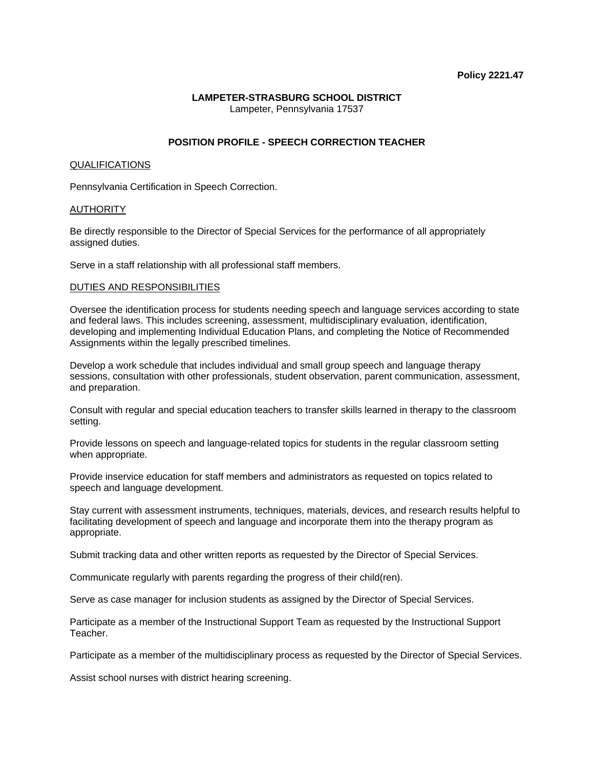**Policy 2221.47**

**LAMPETER-STRASBURG SCHOOL DISTRICT**
Lampeter, Pennsylvania 17537

# POSITION PROFILE - SPEECH CORRECTION TEACHER

## QUALIFICATIONS

Pennsylvania Certification in Speech Correction.

## AUTHORITY

Be directly responsible to the Director of Special Services for the performance of all appropriately assigned duties.

Serve in a staff relationship with all professional staff members.

## DUTIES AND RESPONSIBILITIES

Oversee the identification process for students needing speech and language services according to state and federal laws. This includes screening, assessment, multidisciplinary evaluation, identification, developing and implementing Individual Education Plans, and completing the Notice of Recommended Assignments within the legally prescribed timelines.

Develop a work schedule that includes individual and small group speech and language therapy sessions, consultation with other professionals, student observation, parent communication, assessment, and preparation.

Consult with regular and special education teachers to transfer skills learned in therapy to the classroom setting.

Provide lessons on speech and language-related topics for students in the regular classroom setting when appropriate.

Provide inservice education for staff members and administrators as requested on topics related to speech and language development.

Stay current with assessment instruments, techniques, materials, devices, and research results helpful to facilitating development of speech and language and incorporate them into the therapy program as appropriate.

Submit tracking data and other written reports as requested by the Director of Special Services.

Communicate regularly with parents regarding the progress of their child(ren).

Serve as case manager for inclusion students as assigned by the Director of Special Services.

Participate as a member of the Instructional Support Team as requested by the Instructional Support Teacher.

Participate as a member of the multidisciplinary process as requested by the Director of Special Services.

Assist school nurses with district hearing screening.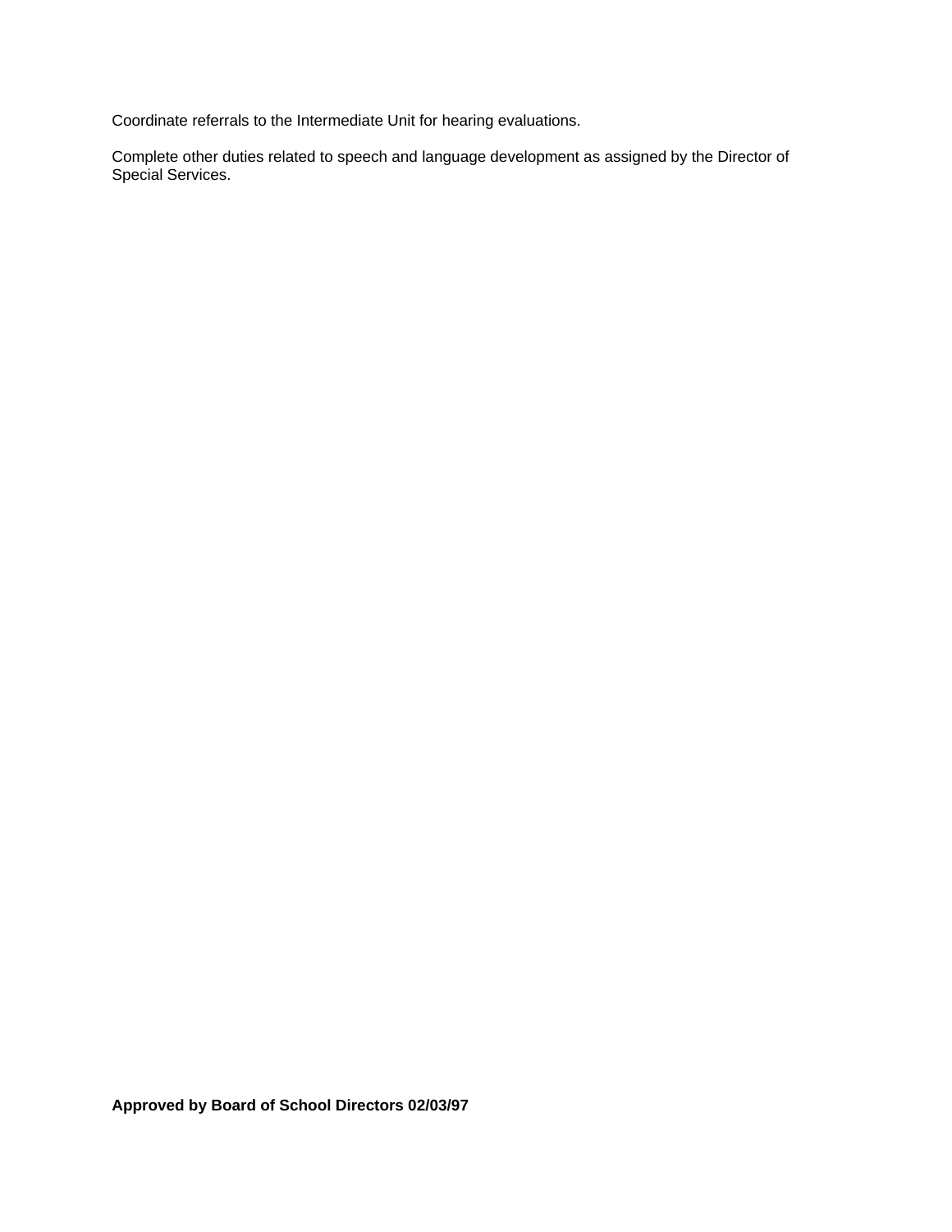Coordinate referrals to the Intermediate Unit for hearing evaluations.

Complete other duties related to speech and language development as assigned by the Director of Special Services.

**Approved by Board of School Directors 02/03/97**